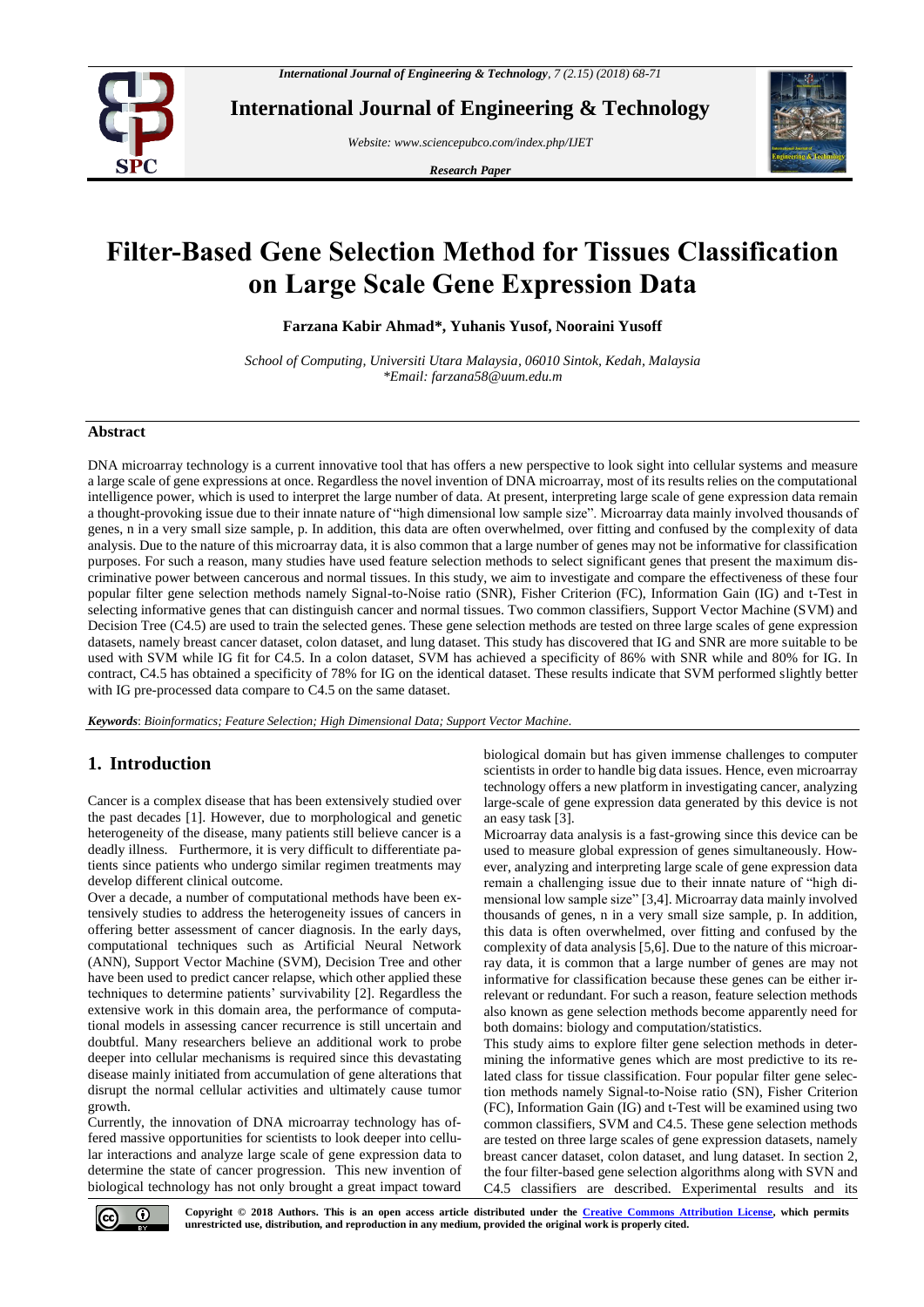# Filter-Based Gene Selection Method for Tissues Classification on Large Scale Gene Expression Data

**Farzana Kabir Ahmad*, Yuhanis Yusof, Nooraini Yusoff**

*School of Computing, Universiti Utara Malaysia, 06010 Sintok, Kedah, Malaysia*
*\*Email: farzana58@uum.edu.m*

## Abstract

DNA microarray technology is a current innovative tool that has offers a new perspective to look sight into cellular systems and measure a large scale of gene expressions at once. Regardless the novel invention of DNA microarray, most of its results relies on the computational intelligence power, which is used to interpret the large number of data. At present, interpreting large scale of gene expression data remain a thought-provoking issue due to their innate nature of "high dimensional low sample size". Microarray data mainly involved thousands of genes, n in a very small size sample, p. In addition, this data are often overwhelmed, over fitting and confused by the complexity of data analysis. Due to the nature of this microarray data, it is also common that a large number of genes may not be informative for classification purposes. For such a reason, many studies have used feature selection methods to select significant genes that present the maximum discriminative power between cancerous and normal tissues. In this study, we aim to investigate and compare the effectiveness of these four popular filter gene selection methods namely Signal-to-Noise ratio (SNR), Fisher Criterion (FC), Information Gain (IG) and t-Test in selecting informative genes that can distinguish cancer and normal tissues. Two common classifiers, Support Vector Machine (SVM) and Decision Tree (C4.5) are used to train the selected genes. These gene selection methods are tested on three large scales of gene expression datasets, namely breast cancer dataset, colon dataset, and lung dataset. This study has discovered that IG and SNR are more suitable to be used with SVM while IG fit for C4.5. In a colon dataset, SVM has achieved a specificity of 86% with SNR while and 80% for IG. In contract, C4.5 has obtained a specificity of 78% for IG on the identical dataset. These results indicate that SVM performed slightly better with IG pre-processed data compare to C4.5 on the same dataset.

***Keywords***: *Bioinformatics; Feature Selection; High Dimensional Data; Support Vector Machine.*

## 1. Introduction

Cancer is a complex disease that has been extensively studied over the past decades [1]. However, due to morphological and genetic heterogeneity of the disease, many patients still believe cancer is a deadly illness. Furthermore, it is very difficult to differentiate patients since patients who undergo similar regimen treatments may develop different clinical outcome.

Over a decade, a number of computational methods have been extensively studies to address the heterogeneity issues of cancers in offering better assessment of cancer diagnosis. In the early days, computational techniques such as Artificial Neural Network (ANN), Support Vector Machine (SVM), Decision Tree and other have been used to predict cancer relapse, which other applied these techniques to determine patients' survivability [2]. Regardless the extensive work in this domain area, the performance of computational models in assessing cancer recurrence is still uncertain and doubtful. Many researchers believe an additional work to probe deeper into cellular mechanisms is required since this devastating disease mainly initiated from accumulation of gene alterations that disrupt the normal cellular activities and ultimately cause tumor growth.

Currently, the innovation of DNA microarray technology has offered massive opportunities for scientists to look deeper into cellular interactions and analyze large scale of gene expression data to determine the state of cancer progression. This new invention of biological technology has not only brought a great impact toward biological domain but has given immense challenges to computer scientists in order to handle big data issues. Hence, even microarray technology offers a new platform in investigating cancer, analyzing large-scale of gene expression data generated by this device is not an easy task [3].

Microarray data analysis is a fast-growing since this device can be used to measure global expression of genes simultaneously. However, analyzing and interpreting large scale of gene expression data remain a challenging issue due to their innate nature of "high dimensional low sample size" [3,4]. Microarray data mainly involved thousands of genes, n in a very small size sample, p. In addition, this data is often overwhelmed, over fitting and confused by the complexity of data analysis [5,6]. Due to the nature of this microarray data, it is common that a large number of genes are may not informative for classification because these genes can be either irrelevant or redundant. For such a reason, feature selection methods also known as gene selection methods become apparently need for both domains: biology and computation/statistics.

This study aims to explore filter gene selection methods in determining the informative genes which are most predictive to its related class for tissue classification. Four popular filter gene selection methods namely Signal-to-Noise ratio (SN), Fisher Criterion (FC), Information Gain (IG) and t-Test will be examined using two common classifiers, SVM and C4.5. These gene selection methods are tested on three large scales of gene expression datasets, namely breast cancer dataset, colon dataset, and lung dataset. In section 2, the four filter-based gene selection algorithms along with SVN and C4.5 classifiers are described. Experimental results and its

**Copyright © 2018 Authors. This is an open access article distributed under the Creative Commons Attribution License, which permits unrestricted use, distribution, and reproduction in any medium, provided the original work is properly cited.**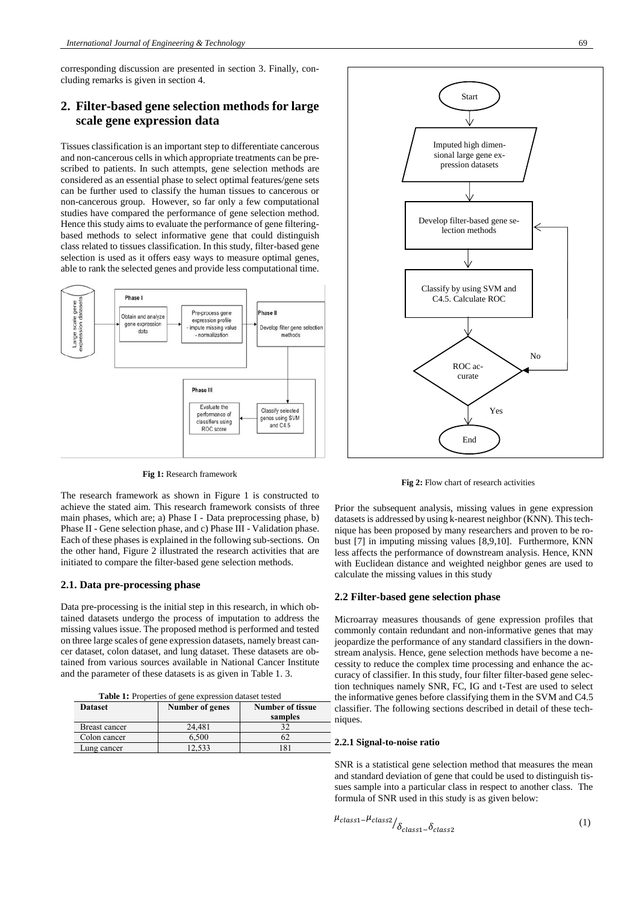corresponding discussion are presented in section 3. Finally, concluding remarks is given in section 4.

## 2. Filter-based gene selection methods for large scale gene expression data

Tissues classification is an important step to differentiate cancerous and non-cancerous cells in which appropriate treatments can be prescribed to patients. In such attempts, gene selection methods are considered as an essential phase to select optimal features/gene sets can be further used to classify the human tissues to cancerous or non-cancerous group. However, so far only a few computational studies have compared the performance of gene selection method. Hence this study aims to evaluate the performance of gene filtering-based methods to select informative gene that could distinguish class related to tissues classification. In this study, filter-based gene selection is used as it offers easy ways to measure optimal genes, able to rank the selected genes and provide less computational time.

**Fig 1:** Research framework

The research framework as shown in Figure 1 is constructed to achieve the stated aim. This research framework consists of three main phases, which are; a) Phase I - Data preprocessing phase, b) Phase II - Gene selection phase, and c) Phase III - Validation phase. Each of these phases is explained in the following sub-sections. On the other hand, Figure 2 illustrated the research activities that are initiated to compare the filter-based gene selection methods.

### 2.1. Data pre-processing phase

Data pre-processing is the initial step in this research, in which obtained datasets undergo the process of imputation to address the missing values issue. The proposed method is performed and tested on three large scales of gene expression datasets, namely breast cancer dataset, colon dataset, and lung dataset. These datasets are obtained from various sources available in National Cancer Institute and the parameter of these datasets is as given in Table 1. 3.

**Table 1:** Properties of gene expression dataset tested

| Dataset | Number of genes | Number of tissue samples |
|---|---|---|
| Breast cancer | 24,481 | 32 |
| Colon cancer | 6,500 | 62 |
| Lung cancer | 12,533 | 181 |

**Fig 2:** Flow chart of research activities

Prior the subsequent analysis, missing values in gene expression datasets is addressed by using k-nearest neighbor (KNN). This technique has been proposed by many researchers and proven to be robust [7] in imputing missing values [8,9,10]. Furthermore, KNN less affects the performance of downstream analysis. Hence, KNN with Euclidean distance and weighted neighbor genes are used to calculate the missing values in this study

### 2.2 Filter-based gene selection phase

Microarray measures thousands of gene expression profiles that commonly contain redundant and non-informative genes that may jeopardize the performance of any standard classifiers in the downstream analysis. Hence, gene selection methods have become a necessity to reduce the complex time processing and enhance the accuracy of classifier. In this study, four filter filter-based gene selection techniques namely SNR, FC, IG and t-Test are used to select the informative genes before classifying them in the SVM and C4.5 classifier. The following sections described in detail of these techniques.

#### 2.2.1 Signal-to-noise ratio

SNR is a statistical gene selection method that measures the mean and standard deviation of gene that could be used to distinguish tissues sample into a particular class in respect to another class. The formula of SNR used in this study is as given below:

$$\mu_{class1} - \mu_{class2} / \delta_{class1} - \delta_{class2} \tag{1}$$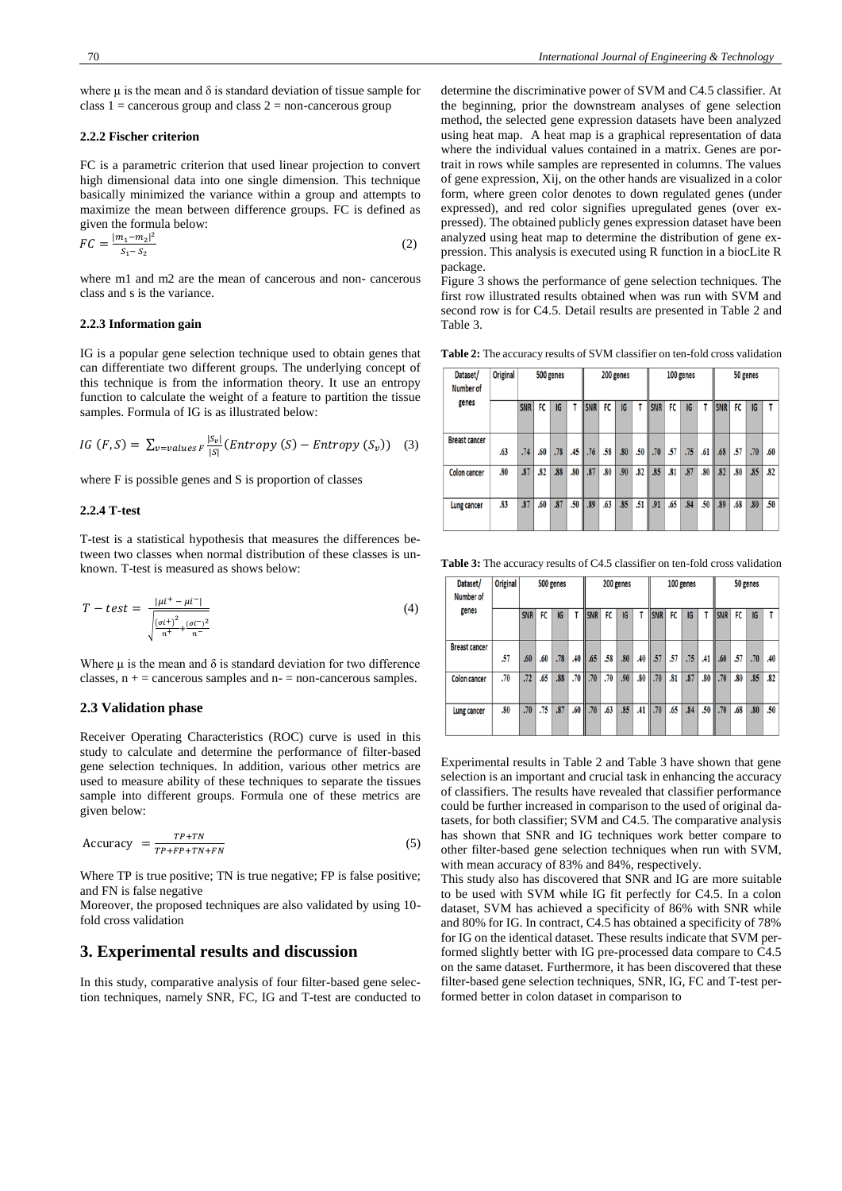where μ is the mean and δ is standard deviation of tissue sample for class 1 = cancerous group and class 2 = non-cancerous group

### 2.2.2 Fischer criterion

FC is a parametric criterion that used linear projection to convert high dimensional data into one single dimension. This technique basically minimized the variance within a group and attempts to maximize the mean between difference groups. FC is defined as given the formula below:

$$FC = \frac{|m_1 - m_2|^2}{S_1 - S_2} \tag{2}$$

where m1 and m2 are the mean of cancerous and non- cancerous class and s is the variance.

### 2.2.3 Information gain

IG is a popular gene selection technique used to obtain genes that can differentiate two different groups. The underlying concept of this technique is from the information theory. It use an entropy function to calculate the weight of a feature to partition the tissue samples. Formula of IG is as illustrated below:

$$IG\,(F,S) = \sum_{v=values\,F} \frac{|S_v|}{|S|}(Entropy\,(S) - Entropy\,(S_v)) \tag{3}$$

where F is possible genes and S is proportion of classes

### 2.2.4 T-test

T-test is a statistical hypothesis that measures the differences between two classes when normal distribution of these classes is unknown. T-test is measured as shows below:

$$T - test = \frac{|\mu i^{+} - \mu i^{-}|}{\sqrt{\frac{(\sigma i^{+})^2}{n^{+}} + \frac{(\sigma i^{-})^2}{n^{-}}}} \tag{4}$$

Where μ is the mean and δ is standard deviation for two difference classes, n + = cancerous samples and n- = non-cancerous samples.

## 2.3 Validation phase

Receiver Operating Characteristics (ROC) curve is used in this study to calculate and determine the performance of filter-based gene selection techniques. In addition, various other metrics are used to measure ability of these techniques to separate the tissues sample into different groups. Formula one of these metrics are given below:

$$\text{Accuracy} = \frac{TP+TN}{TP+FP+TN+FN} \tag{5}$$

Where TP is true positive; TN is true negative; FP is false positive; and FN is false negative

Moreover, the proposed techniques are also validated by using 10-fold cross validation

# 3. Experimental results and discussion

In this study, comparative analysis of four filter-based gene selection techniques, namely SNR, FC, IG and T-test are conducted to determine the discriminative power of SVM and C4.5 classifier. At the beginning, prior the downstream analyses of gene selection method, the selected gene expression datasets have been analyzed using heat map. A heat map is a graphical representation of data where the individual values contained in a matrix. Genes are portrait in rows while samples are represented in columns. The values of gene expression, Xij, on the other hands are visualized in a color form, where green color denotes to down regulated genes (under expressed), and red color signifies upregulated genes (over expressed). The obtained publicly genes expression dataset have been analyzed using heat map to determine the distribution of gene expression. This analysis is executed using R function in a biocLite R package.

Figure 3 shows the performance of gene selection techniques. The first row illustrated results obtained when was run with SVM and second row is for C4.5. Detail results are presented in Table 2 and Table 3.

**Table 2:** The accuracy results of SVM classifier on ten-fold cross validation

| Dataset/ Number of genes | Original | 500 genes | | | | 200 genes | | | | 100 genes | | | | 50 genes | | | |
|---|---|---|---|---|---|---|---|---|---|---|---|---|---|---|---|---|---|
| | | SNR | FC | IG | T | SNR | FC | IG | T | SNR | FC | IG | T | SNR | FC | IG | T |
| Breast cancer | .63 | .74 | .60 | .78 | .45 | .76 | .58 | .80 | .50 | .70 | .57 | .75 | .61 | .68 | .57 | .70 | .60 |
| Colon cancer | .80 | .87 | .82 | .88 | .80 | .87 | .80 | .90 | .82 | .85 | .81 | .87 | .80 | .82 | .80 | .85 | .82 |
| Lung cancer | .83 | .87 | .60 | .87 | .50 | .89 | .63 | .85 | .51 | .91 | .65 | .84 | .50 | .89 | .68 | .80 | .50 |

**Table 3:** The accuracy results of C4.5 classifier on ten-fold cross validation

| Dataset/ Number of genes | Original | 500 genes | | | | 200 genes | | | | 100 genes | | | | 50 genes | | | |
|---|---|---|---|---|---|---|---|---|---|---|---|---|---|---|---|---|---|
| | | SNR | FC | IG | T | SNR | FC | IG | T | SNR | FC | IG | T | SNR | FC | IG | T |
| Breast cancer | .57 | .60 | .60 | .78 | .40 | .65 | .58 | .80 | .40 | .57 | .57 | .75 | .41 | .60 | .57 | .70 | .40 |
| Colon cancer | .70 | .72 | .65 | .88 | .70 | .70 | .70 | .90 | .80 | .70 | .81 | .87 | .80 | .70 | .80 | .85 | .82 |
| Lung cancer | .80 | .70 | .75 | .87 | .60 | .70 | .63 | .85 | .41 | .70 | .65 | .84 | .50 | .70 | .68 | .80 | .50 |

Experimental results in Table 2 and Table 3 have shown that gene selection is an important and crucial task in enhancing the accuracy of classifiers. The results have revealed that classifier performance could be further increased in comparison to the used of original datasets, for both classifier; SVM and C4.5. The comparative analysis has shown that SNR and IG techniques work better compare to other filter-based gene selection techniques when run with SVM, with mean accuracy of 83% and 84%, respectively.

This study also has discovered that SNR and IG are more suitable to be used with SVM while IG fit perfectly for C4.5. In a colon dataset, SVM has achieved a specificity of 86% with SNR while and 80% for IG. In contract, C4.5 has obtained a specificity of 78% for IG on the identical dataset. These results indicate that SVM performed slightly better with IG pre-processed data compare to C4.5 on the same dataset. Furthermore, it has been discovered that these filter-based gene selection techniques, SNR, IG, FC and T-test performed better in colon dataset in comparison to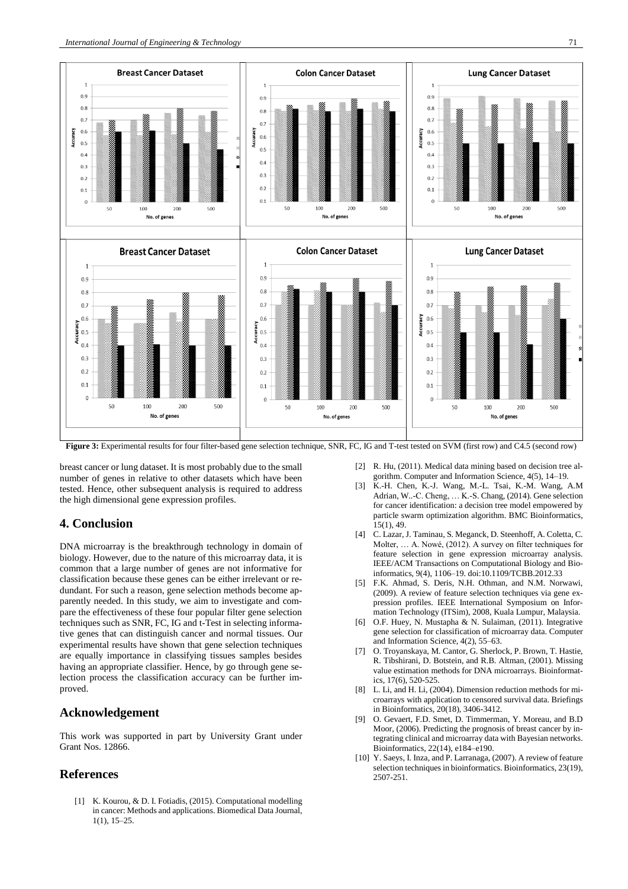Breast Cancer Dataset

1
0.9
0.8
0.7
0.6
0.5
0.4
0.3
0.2
0.1
0

Accuracy

50 100 200 500

No. of genes

Colon Cancer Dataset

1
0.9
0.8
0.7
0.6
0.5
0.4
0.3
0.2
0.1

Accuracy

50 100 200 500

No. of genes

Lung Cancer Dataset

1
0.9
0.8
0.7
0.6
0.5
0.4
0.3
0.2
0.1
0

Accuracy

50 100 200 500

No. of genes

Breast Cancer Dataset

1
0.9
0.8
0.7
0.6
0.5
0.4
0.3
0.2
0.1
0

Accuracy

50 100 200 500

No. of genes

Colon Cancer Dataset

1
0.9
0.8
0.7
0.6
0.5
0.4
0.3
0.2
0.1
0

Accuracy

50 100 200 500

No. of genes

Lung Cancer Dataset

1
0.9
0.8
0.7
0.6
0.5
0.4
0.3
0.2
0.1
0

Accuracy

50 100 200 500

No. of genes

**Figure 3:** Experimental results for four filter-based gene selection technique, SNR, FC, IG and T-test tested on SVM (first row) and C4.5 (second row)

breast cancer or lung dataset. It is most probably due to the small number of genes in relative to other datasets which have been tested. Hence, other subsequent analysis is required to address the high dimensional gene expression profiles.

# 4. Conclusion

DNA microarray is the breakthrough technology in domain of biology. However, due to the nature of this microarray data, it is common that a large number of genes are not informative for classification because these genes can be either irrelevant or redundant. For such a reason, gene selection methods become apparently needed. In this study, we aim to investigate and compare the effectiveness of these four popular filter gene selection techniques such as SNR, FC, IG and t-Test in selecting informative genes that can distinguish cancer and normal tissues. Our experimental results have shown that gene selection techniques are equally importance in classifying tissues samples besides having an appropriate classifier. Hence, by go through gene selection process the classification accuracy can be further improved.

# Acknowledgement

This work was supported in part by University Grant under Grant Nos. 12866.

# References

[1] K. Kourou, & D. I. Fotiadis, (2015). Computational modelling in cancer: Methods and applications. Biomedical Data Journal, 1(1), 15–25.

[2] R. Hu, (2011). Medical data mining based on decision tree algorithm. Computer and Information Science, 4(5), 14–19.

[3] K.-H. Chen, K.-J. Wang, M.-L. Tsai, K.-M. Wang, A.M Adrian, W..-C. Cheng, … K.-S. Chang, (2014). Gene selection for cancer identification: a decision tree model empowered by particle swarm optimization algorithm. BMC Bioinformatics, 15(1), 49.

[4] C. Lazar, J. Taminau, S. Meganck, D. Steenhoff, A. Coletta, C. Molter, … A. Nowé, (2012). A survey on filter techniques for feature selection in gene expression microarray analysis. IEEE/ACM Transactions on Computational Biology and Bioinformatics, 9(4), 1106–19. doi:10.1109/TCBB.2012.33

[5] F.K. Ahmad, S. Deris, N.H. Othman, and N.M. Norwawi, (2009). A review of feature selection techniques via gene expression profiles. IEEE International Symposium on Information Technology (ITSim), 2008, Kuala Lumpur, Malaysia.

[6] O.F. Huey, N. Mustapha & N. Sulaiman, (2011). Integrative gene selection for classification of microarray data. Computer and Information Science, 4(2), 55–63.

[7] O. Troyanskaya, M. Cantor, G. Sherlock, P. Brown, T. Hastie, R. Tibshirani, D. Botstein, and R.B. Altman, (2001). Missing value estimation methods for DNA microarrays. Bioinformatics, 17(6), 520-525.

[8] L. Li, and H. Li, (2004). Dimension reduction methods for microarrays with application to censored survival data. Briefings in Bioinformatics, 20(18), 3406-3412.

[9] O. Gevaert, F.D. Smet, D. Timmerman, Y. Moreau, and B.D Moor, (2006). Predicting the prognosis of breast cancer by integrating clinical and microarray data with Bayesian networks. Bioinformatics, 22(14), e184–e190.

[10] Y. Saeys, I. Inza, and P. Larranaga, (2007). A review of feature selection techniques in bioinformatics. Bioinformatics, 23(19), 2507-251.